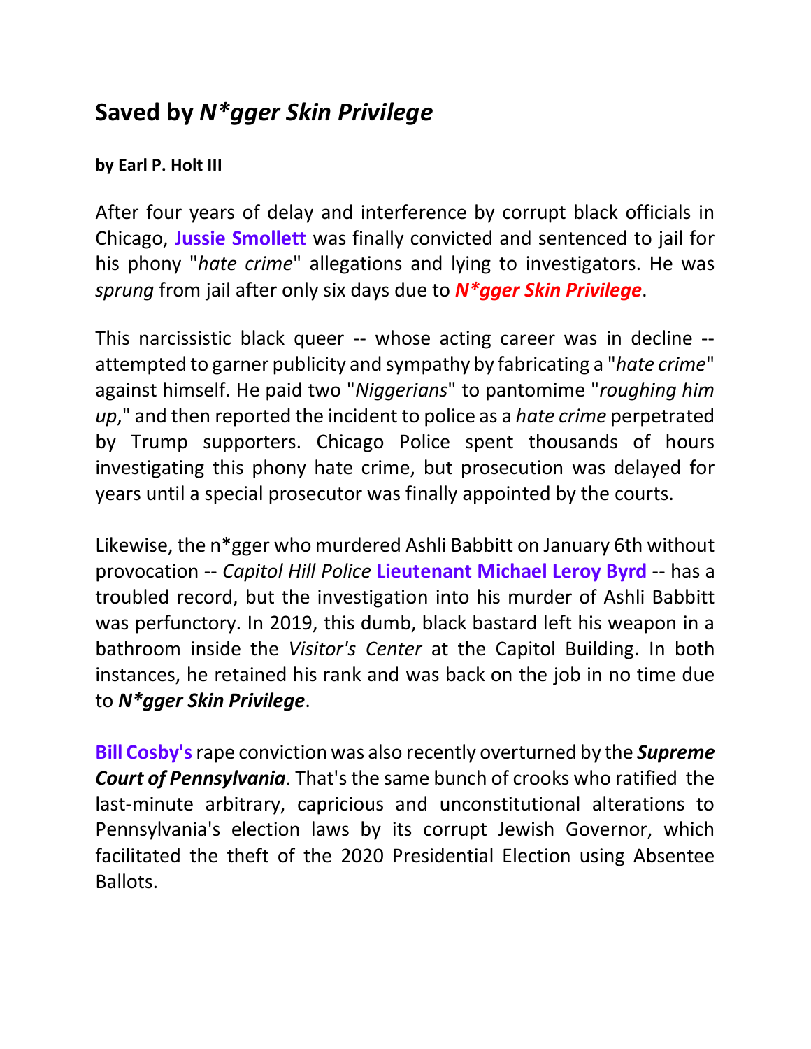## Saved by *N*gger Skin Privilege*

**by Earl P. Holt III**

After four years of delay and interference by corrupt black officials in Chicago, **Jussie Smollett** was finally convicted and sentenced to jail for his phony "*hate crime*" allegations and lying to investigators. He was *sprung* from jail after only six days due to ***N*gger Skin Privilege***.

This narcissistic black queer -- whose acting career was in decline -- attempted to garner publicity and sympathy by fabricating a "*hate crime*" against himself. He paid two "*Niggerians*" to pantomime "*roughing him up*," and then reported the incident to police as a *hate crime* perpetrated by Trump supporters. Chicago Police spent thousands of hours investigating this phony hate crime, but prosecution was delayed for years until a special prosecutor was finally appointed by the courts.

Likewise, the n*gger who murdered Ashli Babbitt on January 6th without provocation -- *Capitol Hill Police* **Lieutenant Michael Leroy Byrd** -- has a troubled record, but the investigation into his murder of Ashli Babbitt was perfunctory. In 2019, this dumb, black bastard left his weapon in a bathroom inside the *Visitor's Center* at the Capitol Building. In both instances, he retained his rank and was back on the job in no time due to ***N*gger Skin Privilege***.

**Bill Cosby's** rape conviction was also recently overturned by the ***Supreme Court of Pennsylvania***. That's the same bunch of crooks who ratified the last-minute arbitrary, capricious and unconstitutional alterations to Pennsylvania's election laws by its corrupt Jewish Governor, which facilitated the theft of the 2020 Presidential Election using Absentee Ballots.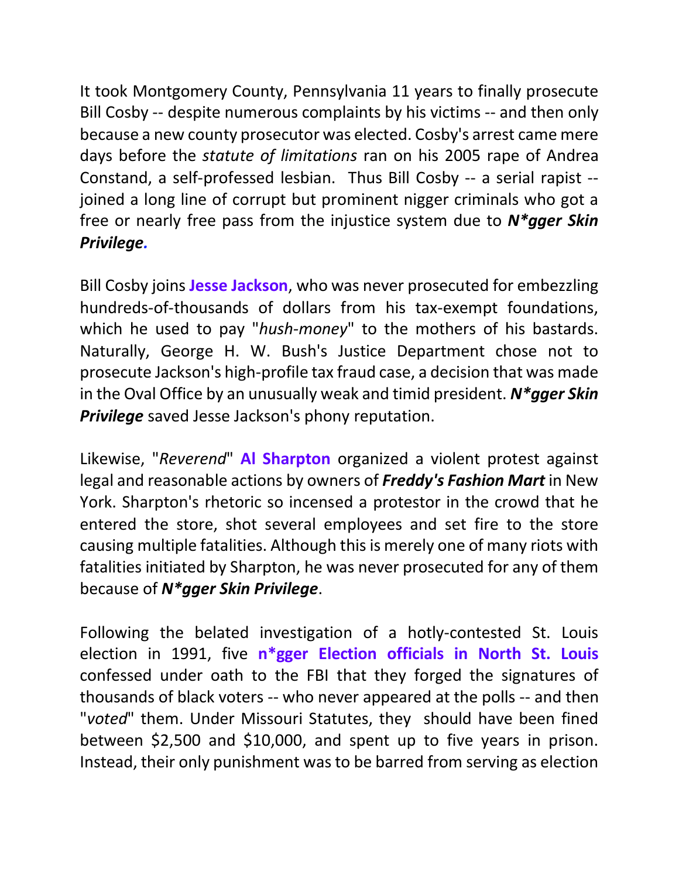It took Montgomery County, Pennsylvania 11 years to finally prosecute Bill Cosby -- despite numerous complaints by his victims -- and then only because a new county prosecutor was elected. Cosby's arrest came mere days before the *statute of limitations* ran on his 2005 rape of Andrea Constand, a self-professed lesbian. Thus Bill Cosby -- a serial rapist -- joined a long line of corrupt but prominent nigger criminals who got a free or nearly free pass from the injustice system due to ***N*gger Skin Privilege.***

Bill Cosby joins **Jesse Jackson**, who was never prosecuted for embezzling hundreds-of-thousands of dollars from his tax-exempt foundations, which he used to pay "*hush-money*" to the mothers of his bastards. Naturally, George H. W. Bush's Justice Department chose not to prosecute Jackson's high-profile tax fraud case, a decision that was made in the Oval Office by an unusually weak and timid president. ***N*gger Skin Privilege*** saved Jesse Jackson's phony reputation.

Likewise, "*Reverend*" **Al Sharpton** organized a violent protest against legal and reasonable actions by owners of ***Freddy's Fashion Mart*** in New York. Sharpton's rhetoric so incensed a protestor in the crowd that he entered the store, shot several employees and set fire to the store causing multiple fatalities. Although this is merely one of many riots with fatalities initiated by Sharpton, he was never prosecuted for any of them because of ***N*gger Skin Privilege***.

Following the belated investigation of a hotly-contested St. Louis election in 1991, five **n*gger Election officials in North St. Louis** confessed under oath to the FBI that they forged the signatures of thousands of black voters -- who never appeared at the polls -- and then "*voted*" them. Under Missouri Statutes, they should have been fined between $2,500 and $10,000, and spent up to five years in prison. Instead, their only punishment was to be barred from serving as election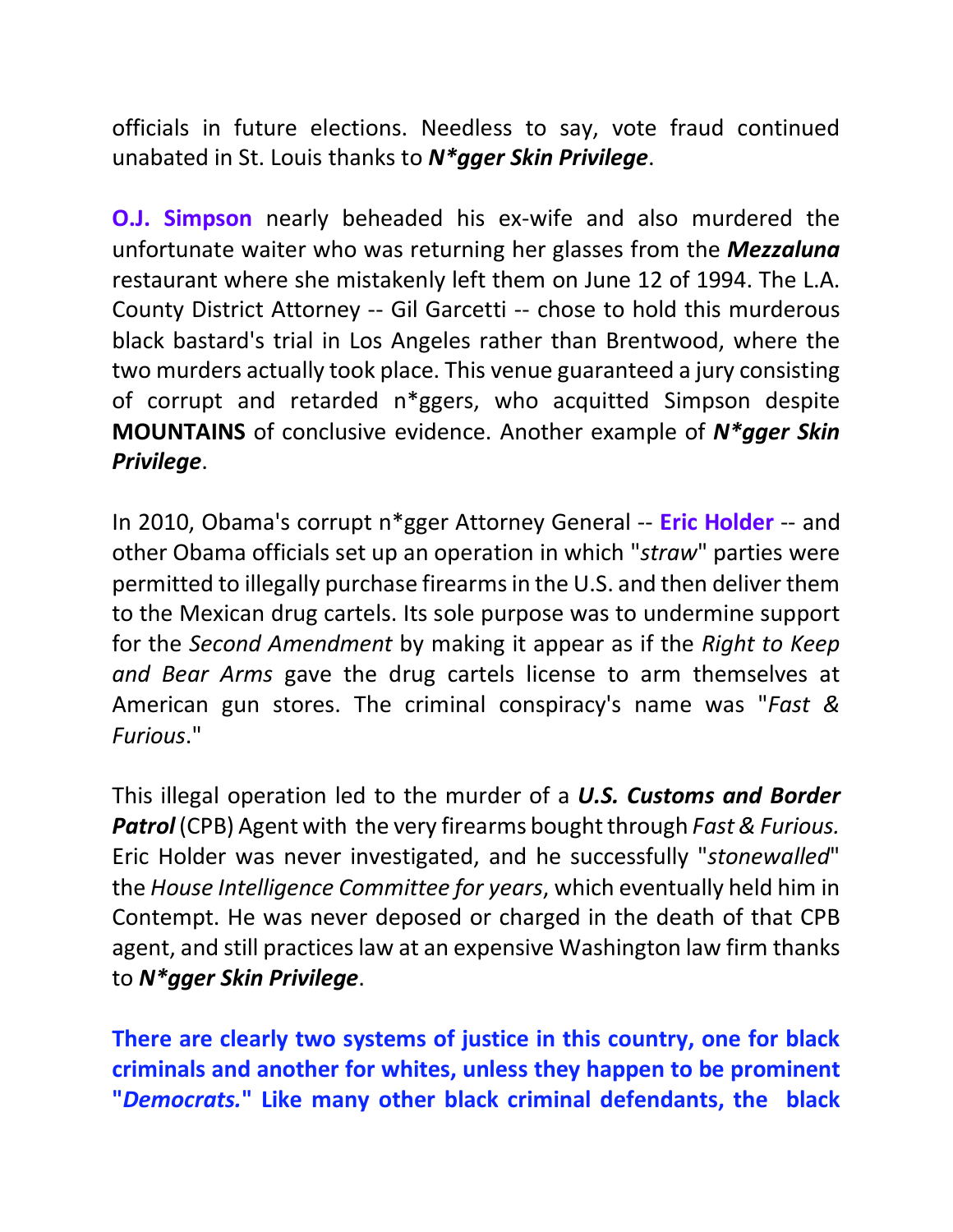officials in future elections. Needless to say, vote fraud continued unabated in St. Louis thanks to ***N*gger Skin Privilege***.

**O.J. Simpson** nearly beheaded his ex-wife and also murdered the unfortunate waiter who was returning her glasses from the ***Mezzaluna*** restaurant where she mistakenly left them on June 12 of 1994. The L.A. County District Attorney -- Gil Garcetti -- chose to hold this murderous black bastard's trial in Los Angeles rather than Brentwood, where the two murders actually took place. This venue guaranteed a jury consisting of corrupt and retarded n*ggers, who acquitted Simpson despite **MOUNTAINS** of conclusive evidence. Another example of ***N*gger Skin Privilege***.

In 2010, Obama's corrupt n*gger Attorney General -- **Eric Holder** -- and other Obama officials set up an operation in which "*straw*" parties were permitted to illegally purchase firearms in the U.S. and then deliver them to the Mexican drug cartels. Its sole purpose was to undermine support for the *Second Amendment* by making it appear as if the *Right to Keep and Bear Arms* gave the drug cartels license to arm themselves at American gun stores. The criminal conspiracy's name was "*Fast & Furious*."

This illegal operation led to the murder of a ***U.S. Customs and Border Patrol*** (CPB) Agent with the very firearms bought through *Fast & Furious.* Eric Holder was never investigated, and he successfully "*stonewalled*" the *House Intelligence Committee for years*, which eventually held him in Contempt. He was never deposed or charged in the death of that CPB agent, and still practices law at an expensive Washington law firm thanks to ***N*gger Skin Privilege***.

**There are clearly two systems of justice in this country, one for black criminals and another for whites, unless they happen to be prominent "*Democrats.*" Like many other black criminal defendants, the black**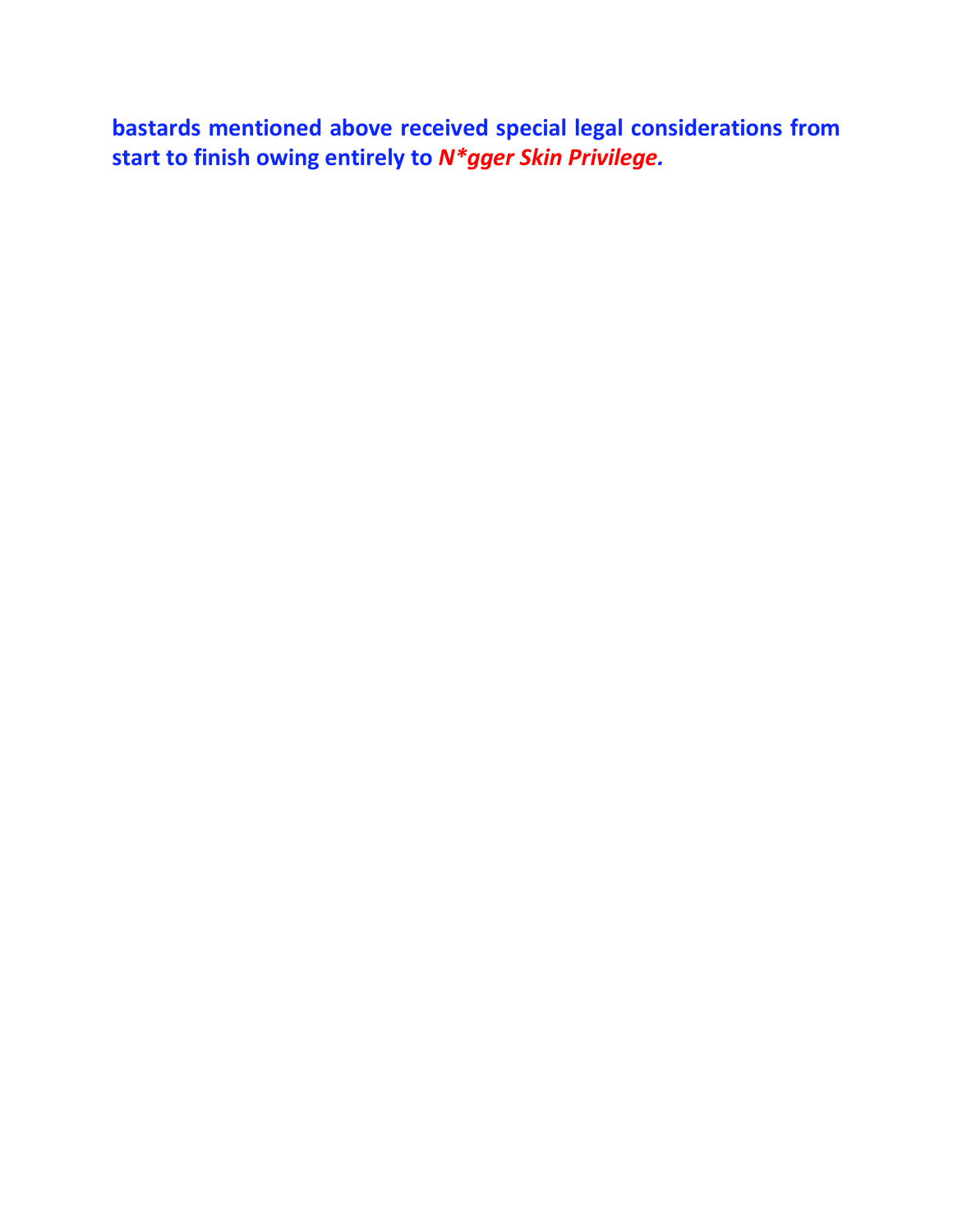**bastards mentioned above received special legal considerations from start to finish owing entirely to _N*gger Skin Privilege._**